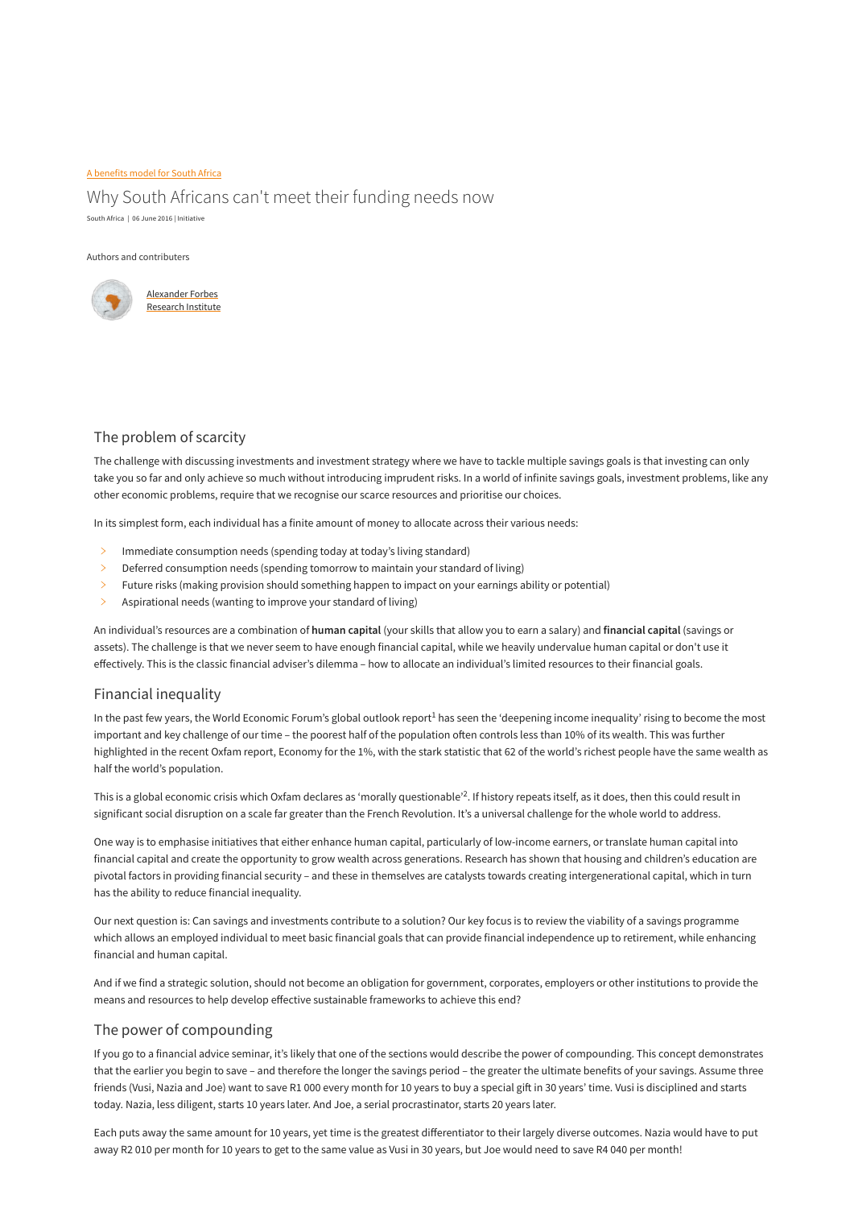A benefits model for South Africa

# Why South Africans can't meet their funding needs now

South Africa | 06 June 2016 | Initiative

Authors and contributers

Alexander Forbes Research Institute

## The problem of scarcity

The challenge with discussing investments and investment strategy where we have to tackle multiple savings goals is that investing can only take you so far and only achieve so much without introducing imprudent risks. In a world of infinite savings goals, investment problems, like any other economic problems, require that we recognise our scarce resources and prioritise our choices.

In its simplest form, each individual has a finite amount of money to allocate across their various needs:

- Immediate consumption needs (spending today at today's living standard)
- Deferred consumption needs (spending tomorrow to maintain your standard of living)
- Future risks (making provision should something happen to impact on your earnings ability or potential)
- Aspirational needs (wanting to improve your standard of living)

An individual's resources are a combination of **human capital** (your skills that allow you to earn a salary) and **financial capital** (savings or assets). The challenge is that we never seem to have enough financial capital, while we heavily undervalue human capital or don't use it effectively. This is the classic financial adviser's dilemma – how to allocate an individual's limited resources to their financial goals.

## Financial inequality

In the past few years, the World Economic Forum's global outlook report[1] has seen the 'deepening income inequality' rising to become the most important and key challenge of our time – the poorest half of the population often controls less than 10% of its wealth. This was further highlighted in the recent Oxfam report, Economy for the 1%, with the stark statistic that 62 of the world's richest people have the same wealth as half the world's population.

This is a global economic crisis which Oxfam declares as 'morally questionable'[2]. If history repeats itself, as it does, then this could result in significant social disruption on a scale far greater than the French Revolution. It's a universal challenge for the whole world to address.

One way is to emphasise initiatives that either enhance human capital, particularly of low-income earners, or translate human capital into financial capital and create the opportunity to grow wealth across generations. Research has shown that housing and children's education are pivotal factors in providing financial security – and these in themselves are catalysts towards creating intergenerational capital, which in turn has the ability to reduce financial inequality.

Our next question is: Can savings and investments contribute to a solution? Our key focus is to review the viability of a savings programme which allows an employed individual to meet basic financial goals that can provide financial independence up to retirement, while enhancing financial and human capital.

And if we find a strategic solution, should not become an obligation for government, corporates, employers or other institutions to provide the means and resources to help develop effective sustainable frameworks to achieve this end?

## The power of compounding

If you go to a financial advice seminar, it's likely that one of the sections would describe the power of compounding. This concept demonstrates that the earlier you begin to save – and therefore the longer the savings period – the greater the ultimate benefits of your savings. Assume three friends (Vusi, Nazia and Joe) want to save R1 000 every month for 10 years to buy a special gift in 30 years' time. Vusi is disciplined and starts today. Nazia, less diligent, starts 10 years later. And Joe, a serial procrastinator, starts 20 years later.

Each puts away the same amount for 10 years, yet time is the greatest differentiator to their largely diverse outcomes. Nazia would have to put away R2 010 per month for 10 years to get to the same value as Vusi in 30 years, but Joe would need to save R4 040 per month!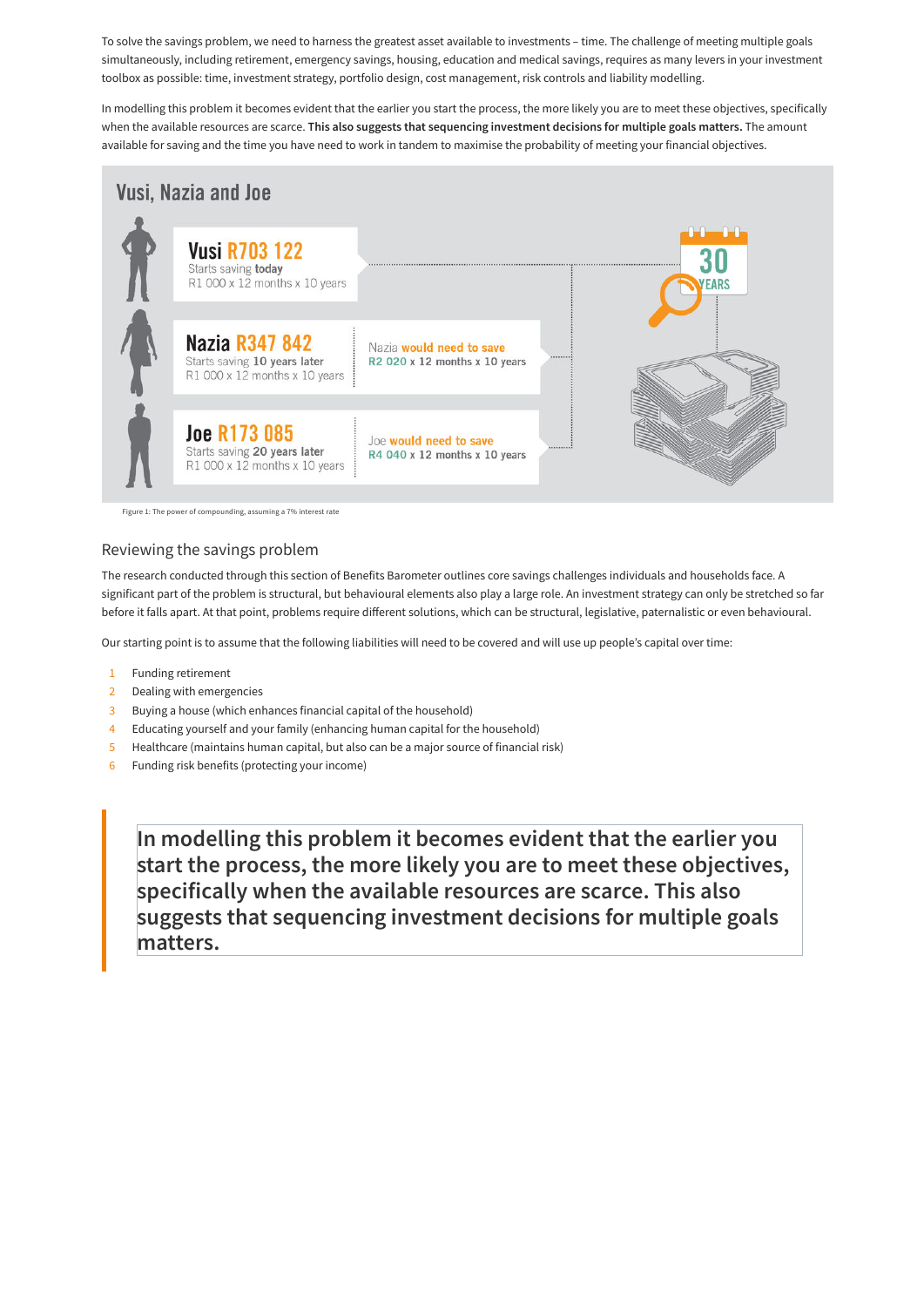To solve the savings problem, we need to harness the greatest asset available to investments – time. The challenge of meeting multiple goals simultaneously, including retirement, emergency savings, housing, education and medical savings, requires as many levers in your investment toolbox as possible: time, investment strategy, portfolio design, cost management, risk controls and liability modelling.

In modelling this problem it becomes evident that the earlier you start the process, the more likely you are to meet these objectives, specifically when the available resources are scarce. **This also suggests that sequencing investment decisions for multiple goals matters.** The amount available for saving and the time you have need to work in tandem to maximise the probability of meeting your financial objectives.

## Vusi, Nazia and Joe

**Vusi R703 122**
Starts saving **today**
R1 000 x 12 months x 10 years

**Nazia R347 842**
Starts saving **10 years later**
R1 000 x 12 months x 10 years

Nazia **would need to save**
**R2 020** x **12** months x **10** years

**Joe R173 085**
Starts saving **20 years later**
R1 000 x 12 months x 10 years

Joe **would need to save**
**R4 040** x **12** months x **10** years

30 YEARS

Figure 1: The power of compounding, assuming a 7% interest rate

## Reviewing the savings problem

The research conducted through this section of Benefits Barometer outlines core savings challenges individuals and households face. A significant part of the problem is structural, but behavioural elements also play a large role. An investment strategy can only be stretched so far before it falls apart. At that point, problems require different solutions, which can be structural, legislative, paternalistic or even behavioural.

Our starting point is to assume that the following liabilities will need to be covered and will use up people's capital over time:

1. Funding retirement
2. Dealing with emergencies
3. Buying a house (which enhances financial capital of the household)
4. Educating yourself and your family (enhancing human capital for the household)
5. Healthcare (maintains human capital, but also can be a major source of financial risk)
6. Funding risk benefits (protecting your income)

> **In modelling this problem it becomes evident that the earlier you start the process, the more likely you are to meet these objectives, specifically when the available resources are scarce. This also suggests that sequencing investment decisions for multiple goals matters.**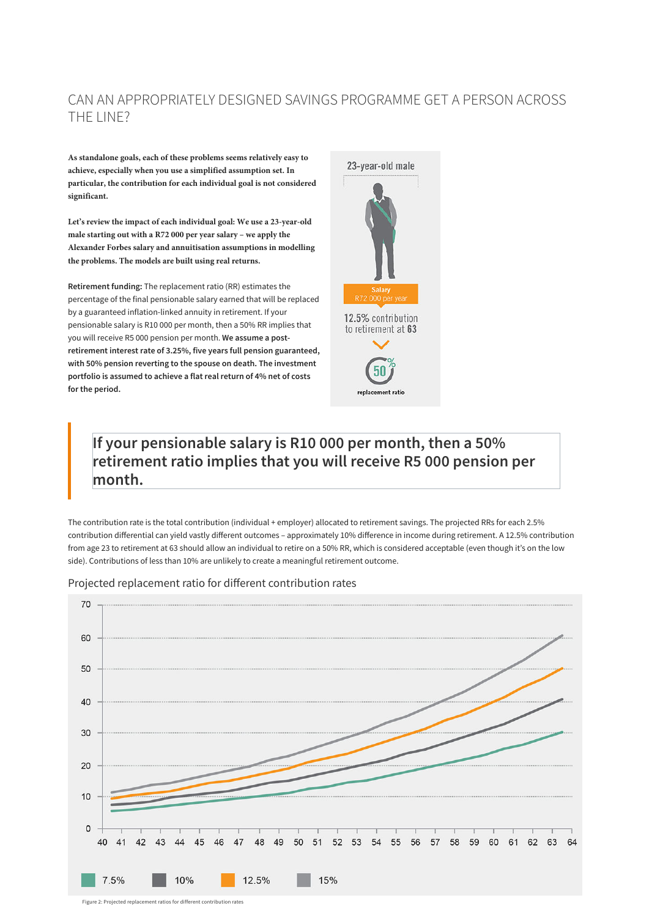## CAN AN APPROPRIATELY DESIGNED SAVINGS PROGRAMME GET A PERSON ACROSS THE LINE?

**As standalone goals, each of these problems seems relatively easy to achieve, especially when you use a simplified assumption set. In particular, the contribution for each individual goal is not considered significant.**

**Let's review the impact of each individual goal: We use a 23-year-old male starting out with a R72 000 per year salary – we apply the Alexander Forbes salary and annuitisation assumptions in modelling the problems. The models are built using real returns.**

**Retirement funding:** The replacement ratio (RR) estimates the percentage of the final pensionable salary earned that will be replaced by a guaranteed inflation-linked annuity in retirement. If your pensionable salary is R10 000 per month, then a 50% RR implies that you will receive R5 000 pension per month. **We assume a post-retirement interest rate of 3.25%, five years full pension guaranteed, with 50% pension reverting to the spouse on death. The investment portfolio is assumed to achieve a flat real return of 4% net of costs for the period.**

23-year-old male

Salary
R72 000 per year

12.5% contribution to retirement at 63

50%
replacement ratio

> **If your pensionable salary is R10 000 per month, then a 50% retirement ratio implies that you will receive R5 000 pension per month.**

The contribution rate is the total contribution (individual + employer) allocated to retirement savings. The projected RRs for each 2.5% contribution differential can yield vastly different outcomes – approximately 10% difference in income during retirement. A 12.5% contribution from age 23 to retirement at 63 should allow an individual to retire on a 50% RR, which is considered acceptable (even though it's on the low side). Contributions of less than 10% are unlikely to create a meaningful retirement outcome.

### Projected replacement ratio for different contribution rates

Legend: 7.5% | 10% | 12.5% | 15%

Figure 2: Projected replacement ratios for different contribution rates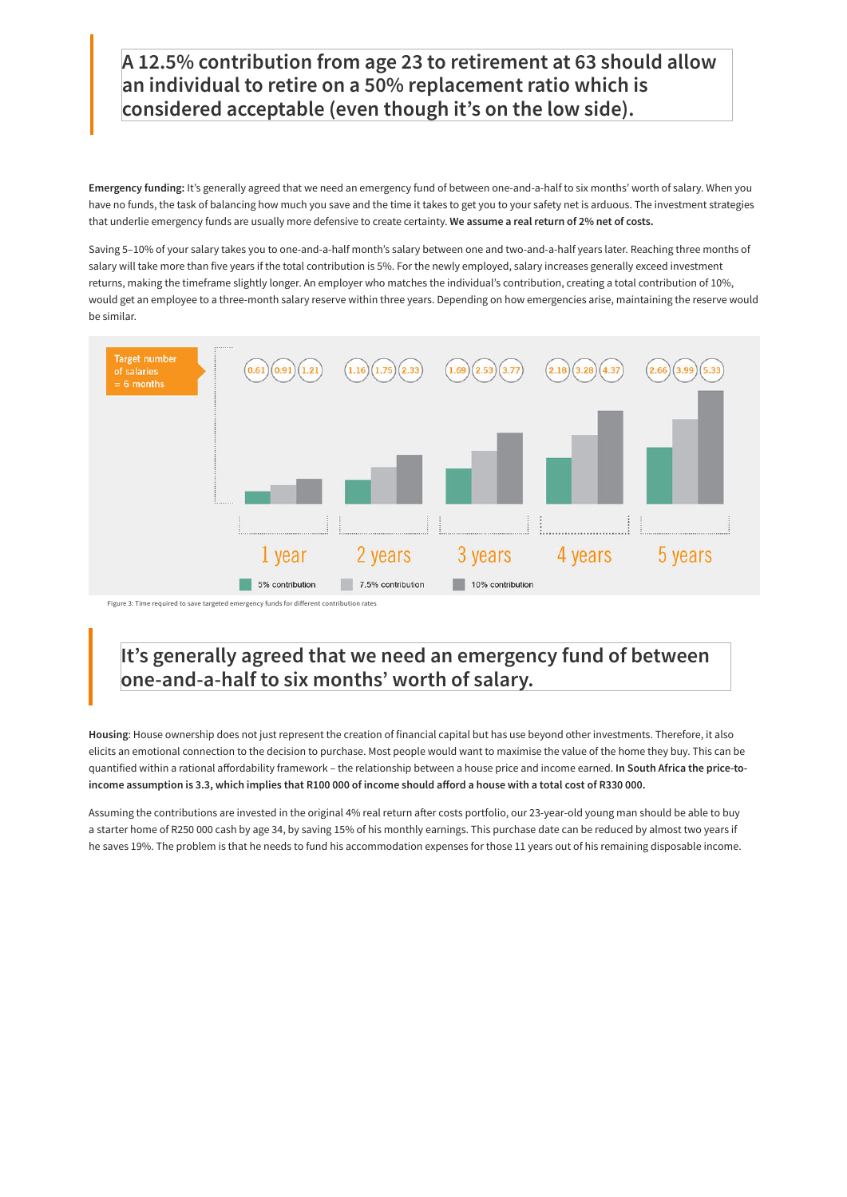> A 12.5% contribution from age 23 to retirement at 63 should allow an individual to retire on a 50% replacement ratio which is considered acceptable (even though it's on the low side).

**Emergency funding:** It's generally agreed that we need an emergency fund of between one-and-a-half to six months' worth of salary. When you have no funds, the task of balancing how much you save and the time it takes to get you to your safety net is arduous. The investment strategies that underlie emergency funds are usually more defensive to create certainty. **We assume a real return of 2% net of costs.**

Saving 5–10% of your salary takes you to one-and-a-half month's salary between one and two-and-a-half years later. Reaching three months of salary will take more than five years if the total contribution is 5%. For the newly employed, salary increases generally exceed investment returns, making the timeframe slightly longer. An employer who matches the individual's contribution, creating a total contribution of 10%, would get an employee to a three-month salary reserve within three years. Depending on how emergencies arise, maintaining the reserve would be similar.

Target number of salaries = 6 months

| | 5% contribution | 7.5% contribution | 10% contribution |
|---|---|---|---|
| 1 year | 0.61 | 0.91 | 1.21 |
| 2 years | 1.16 | 1.75 | 2.33 |
| 3 years | 1.69 | 2.53 | 3.77 |
| 4 years | 2.18 | 3.28 | 4.37 |
| 5 years | 2.66 | 3.99 | 5.33 |

Figure 3: Time required to save targeted emergency funds for different contribution rates

> It's generally agreed that we need an emergency fund of between one-and-a-half to six months' worth of salary.

**Housing**: House ownership does not just represent the creation of financial capital but has use beyond other investments. Therefore, it also elicits an emotional connection to the decision to purchase. Most people would want to maximise the value of the home they buy. This can be quantified within a rational affordability framework – the relationship between a house price and income earned. **In South Africa the price-to-income assumption is 3.3, which implies that R100 000 of income should afford a house with a total cost of R330 000.**

Assuming the contributions are invested in the original 4% real return after costs portfolio, our 23-year-old young man should be able to buy a starter home of R250 000 cash by age 34, by saving 15% of his monthly earnings. This purchase date can be reduced by almost two years if he saves 19%. The problem is that he needs to fund his accommodation expenses for those 11 years out of his remaining disposable income.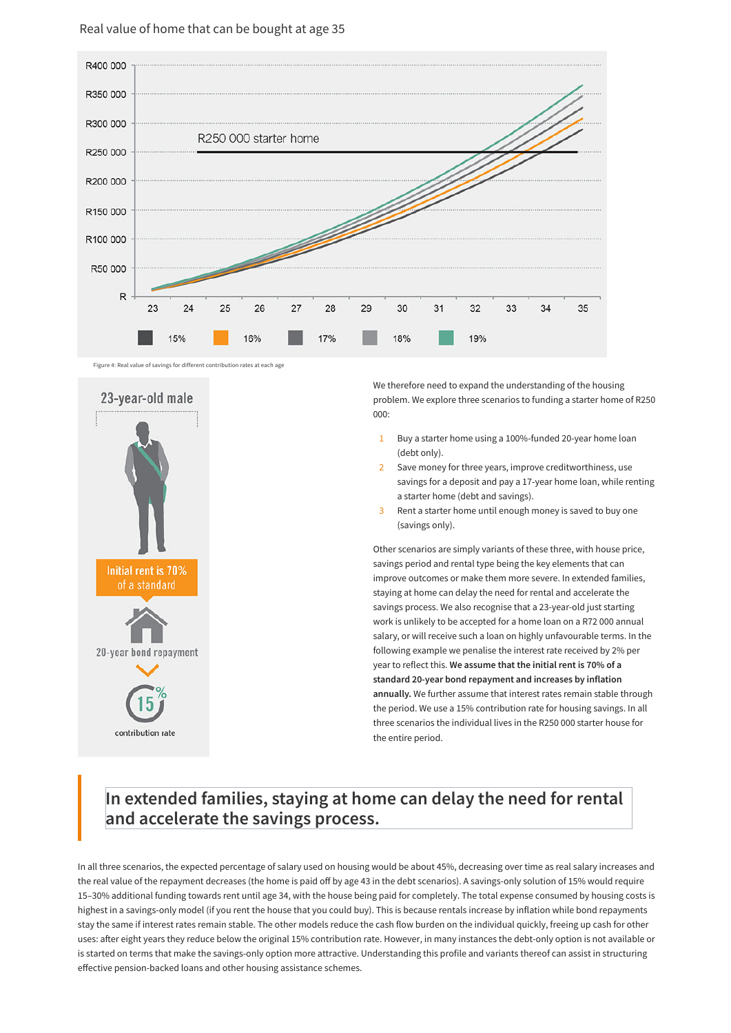Real value of home that can be bought at age 35

Figure 4: Real value of savings for different contribution rates at each age

**23-year-old male**

**Initial rent is 70% of a standard 20-year bond repayment**

**15% contribution rate**

We therefore need to expand the understanding of the housing problem. We explore three scenarios to funding a starter home of R250 000:

1. Buy a starter home using a 100%-funded 20-year home loan (debt only).
2. Save money for three years, improve creditworthiness, use savings for a deposit and pay a 17-year home loan, while renting a starter home (debt and savings).
3. Rent a starter home until enough money is saved to buy one (savings only).

Other scenarios are simply variants of these three, with house price, savings period and rental type being the key elements that can improve outcomes or make them more severe. In extended families, staying at home can delay the need for rental and accelerate the savings process. We also recognise that a 23-year-old just starting work is unlikely to be accepted for a home loan on a R72 000 annual salary, or will receive such a loan on highly unfavourable terms. In the following example we penalise the interest rate received by 2% per year to reflect this. **We assume that the initial rent is 70% of a standard 20-year bond repayment and increases by inflation annually.** We further assume that interest rates remain stable through the period. We use a 15% contribution rate for housing savings. In all three scenarios the individual lives in the R250 000 starter house for the entire period.

> **In extended families, staying at home can delay the need for rental and accelerate the savings process.**

In all three scenarios, the expected percentage of salary used on housing would be about 45%, decreasing over time as real salary increases and the real value of the repayment decreases (the home is paid off by age 43 in the debt scenarios). A savings-only solution of 15% would require 15–30% additional funding towards rent until age 34, with the house being paid for completely. The total expense consumed by housing costs is highest in a savings-only model (if you rent the house that you could buy). This is because rentals increase by inflation while bond repayments stay the same if interest rates remain stable. The other models reduce the cash flow burden on the individual quickly, freeing up cash for other uses: after eight years they reduce below the original 15% contribution rate. However, in many instances the debt-only option is not available or is started on terms that make the savings-only option more attractive. Understanding this profile and variants thereof can assist in structuring effective pension-backed loans and other housing assistance schemes.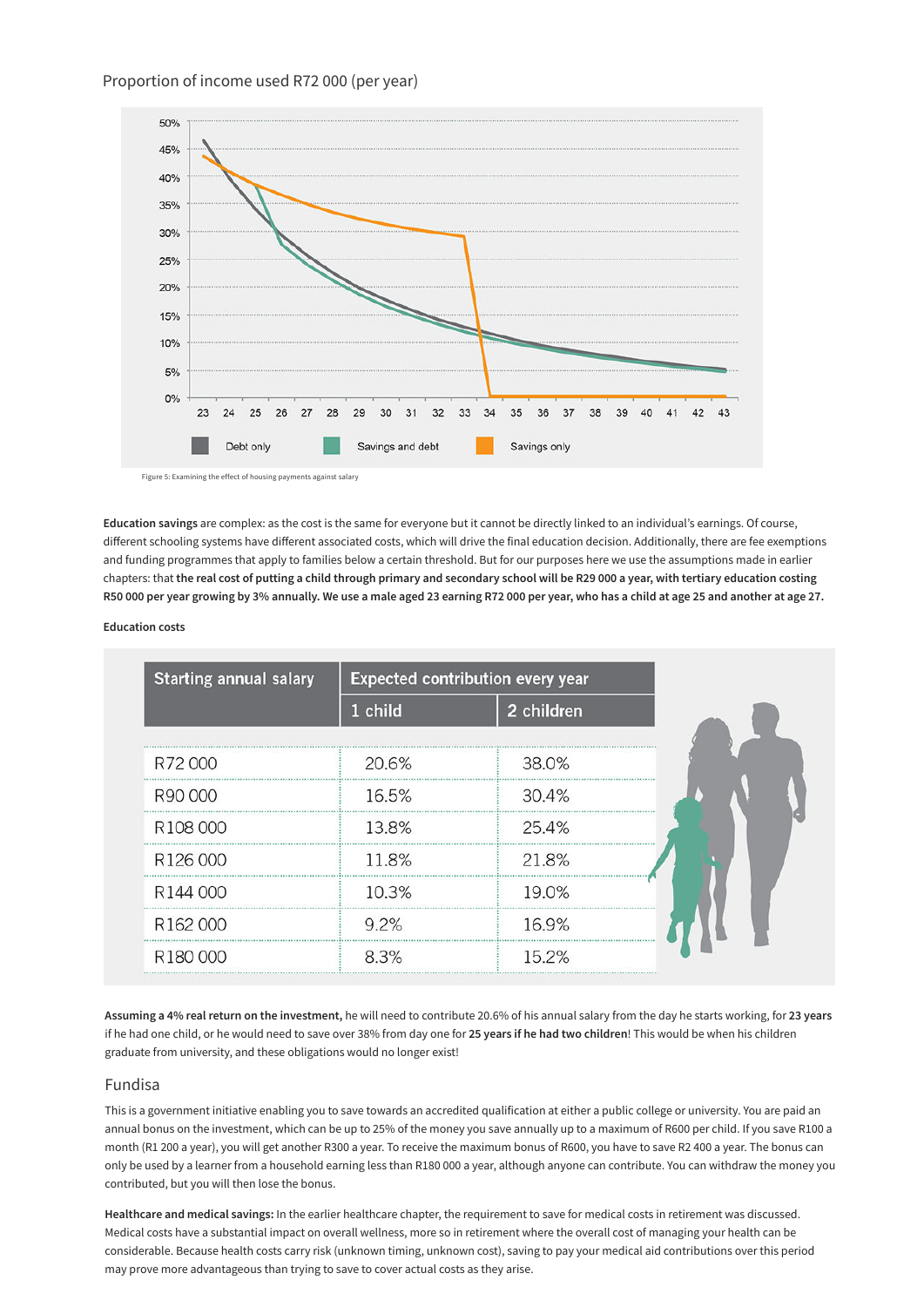Proportion of income used R72 000 (per year)

Figure 5: Examining the effect of housing payments against salary

**Education savings** are complex: as the cost is the same for everyone but it cannot be directly linked to an individual's earnings. Of course, different schooling systems have different associated costs, which will drive the final education decision. Additionally, there are fee exemptions and funding programmes that apply to families below a certain threshold. But for our purposes here we use the assumptions made in earlier chapters: that **the real cost of putting a child through primary and secondary school will be R29 000 a year, with tertiary education costing R50 000 per year growing by 3% annually. We use a male aged 23 earning R72 000 per year, who has a child at age 25 and another at age 27.**

**Education costs**

| Starting annual salary | Expected contribution every year | |
|---|---|---|
| | 1 child | 2 children |
| R72 000 | 20.6% | 38.0% |
| R90 000 | 16.5% | 30.4% |
| R108 000 | 13.8% | 25.4% |
| R126 000 | 11.8% | 21.8% |
| R144 000 | 10.3% | 19.0% |
| R162 000 | 9.2% | 16.9% |
| R180 000 | 8.3% | 15.2% |

**Assuming a 4% real return on the investment,** he will need to contribute 20.6% of his annual salary from the day he starts working, for **23 years** if he had one child, or he would need to save over 38% from day one for **25 years if he had two children**! This would be when his children graduate from university, and these obligations would no longer exist!

## Fundisa

This is a government initiative enabling you to save towards an accredited qualification at either a public college or university. You are paid an annual bonus on the investment, which can be up to 25% of the money you save annually up to a maximum of R600 per child. If you save R100 a month (R1 200 a year), you will get another R300 a year. To receive the maximum bonus of R600, you have to save R2 400 a year. The bonus can only be used by a learner from a household earning less than R180 000 a year, although anyone can contribute. You can withdraw the money you contributed, but you will then lose the bonus.

**Healthcare and medical savings:** In the earlier healthcare chapter, the requirement to save for medical costs in retirement was discussed. Medical costs have a substantial impact on overall wellness, more so in retirement where the overall cost of managing your health can be considerable. Because health costs carry risk (unknown timing, unknown cost), saving to pay your medical aid contributions over this period may prove more advantageous than trying to save to cover actual costs as they arise.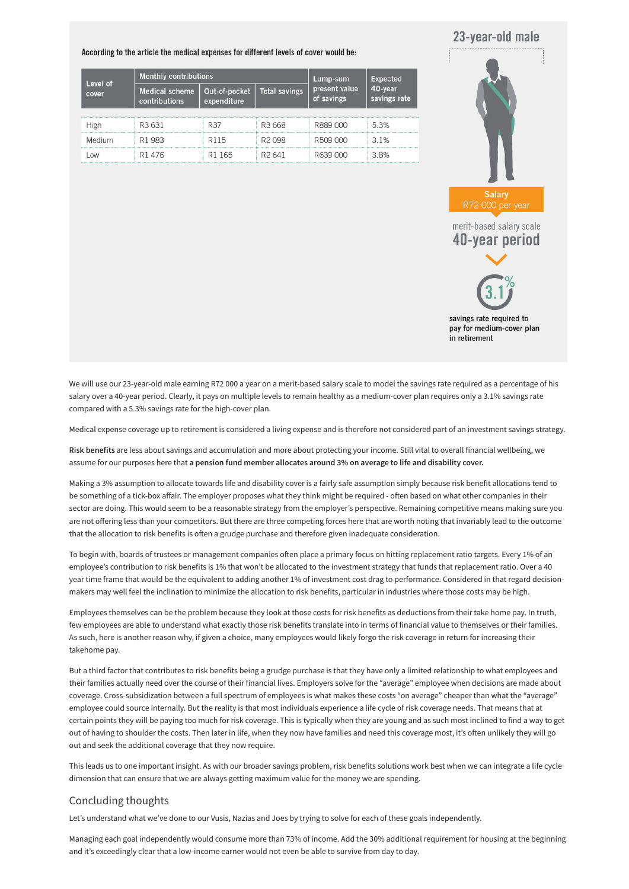According to the article the medical expenses for different levels of cover would be:

| Level of cover | Monthly contributions | | | Lump-sum present value of savings | Expected 40-year savings rate |
|---|---|---|---|---|---|
| | Medical scheme contributions | Out-of-pocket expenditure | Total savings | | |
| High | R3 631 | R37 | R3 668 | R889 000 | 5.3% |
| Medium | R1 983 | R115 | R2 098 | R509 000 | 3.1% |
| Low | R1 476 | R1 165 | R2 641 | R639 000 | 3.8% |

23-year-old male

Salary R72 000 per year

merit-based salary scale

40-year period

3.1%

savings rate required to pay for medium-cover plan in retirement

We will use our 23-year-old male earning R72 000 a year on a merit-based salary scale to model the savings rate required as a percentage of his salary over a 40-year period. Clearly, it pays on multiple levels to remain healthy as a medium-cover plan requires only a 3.1% savings rate compared with a 5.3% savings rate for the high-cover plan.

Medical expense coverage up to retirement is considered a living expense and is therefore not considered part of an investment savings strategy.

**Risk benefits** are less about savings and accumulation and more about protecting your income. Still vital to overall financial wellbeing, we assume for our purposes here that **a pension fund member allocates around 3% on average to life and disability cover.**

Making a 3% assumption to allocate towards life and disability cover is a fairly safe assumption simply because risk benefit allocations tend to be something of a tick-box affair. The employer proposes what they think might be required - often based on what other companies in their sector are doing. This would seem to be a reasonable strategy from the employer's perspective. Remaining competitive means making sure you are not offering less than your competitors. But there are three competing forces here that are worth noting that invariably lead to the outcome that the allocation to risk benefits is often a grudge purchase and therefore given inadequate consideration.

To begin with, boards of trustees or management companies often place a primary focus on hitting replacement ratio targets. Every 1% of an employee's contribution to risk benefits is 1% that won't be allocated to the investment strategy that funds that replacement ratio. Over a 40 year time frame that would be the equivalent to adding another 1% of investment cost drag to performance. Considered in that regard decision-makers may well feel the inclination to minimize the allocation to risk benefits, particular in industries where those costs may be high.

Employees themselves can be the problem because they look at those costs for risk benefits as deductions from their take home pay. In truth, few employees are able to understand what exactly those risk benefits translate into in terms of financial value to themselves or their families. As such, here is another reason why, if given a choice, many employees would likely forgo the risk coverage in return for increasing their takehome pay.

But a third factor that contributes to risk benefits being a grudge purchase is that they have only a limited relationship to what employees and their families actually need over the course of their financial lives. Employers solve for the "average" employee when decisions are made about coverage. Cross-subsidization between a full spectrum of employees is what makes these costs "on average" cheaper than what the "average" employee could source internally. But the reality is that most individuals experience a life cycle of risk coverage needs. That means that at certain points they will be paying too much for risk coverage. This is typically when they are young and as such most inclined to find a way to get out of having to shoulder the costs. Then later in life, when they now have families and need this coverage most, it's often unlikely they will go out and seek the additional coverage that they now require.

This leads us to one important insight. As with our broader savings problem, risk benefits solutions work best when we can integrate a life cycle dimension that can ensure that we are always getting maximum value for the money we are spending.

## Concluding thoughts

Let's understand what we've done to our Vusis, Nazias and Joes by trying to solve for each of these goals independently.

Managing each goal independently would consume more than 73% of income. Add the 30% additional requirement for housing at the beginning and it's exceedingly clear that a low-income earner would not even be able to survive from day to day.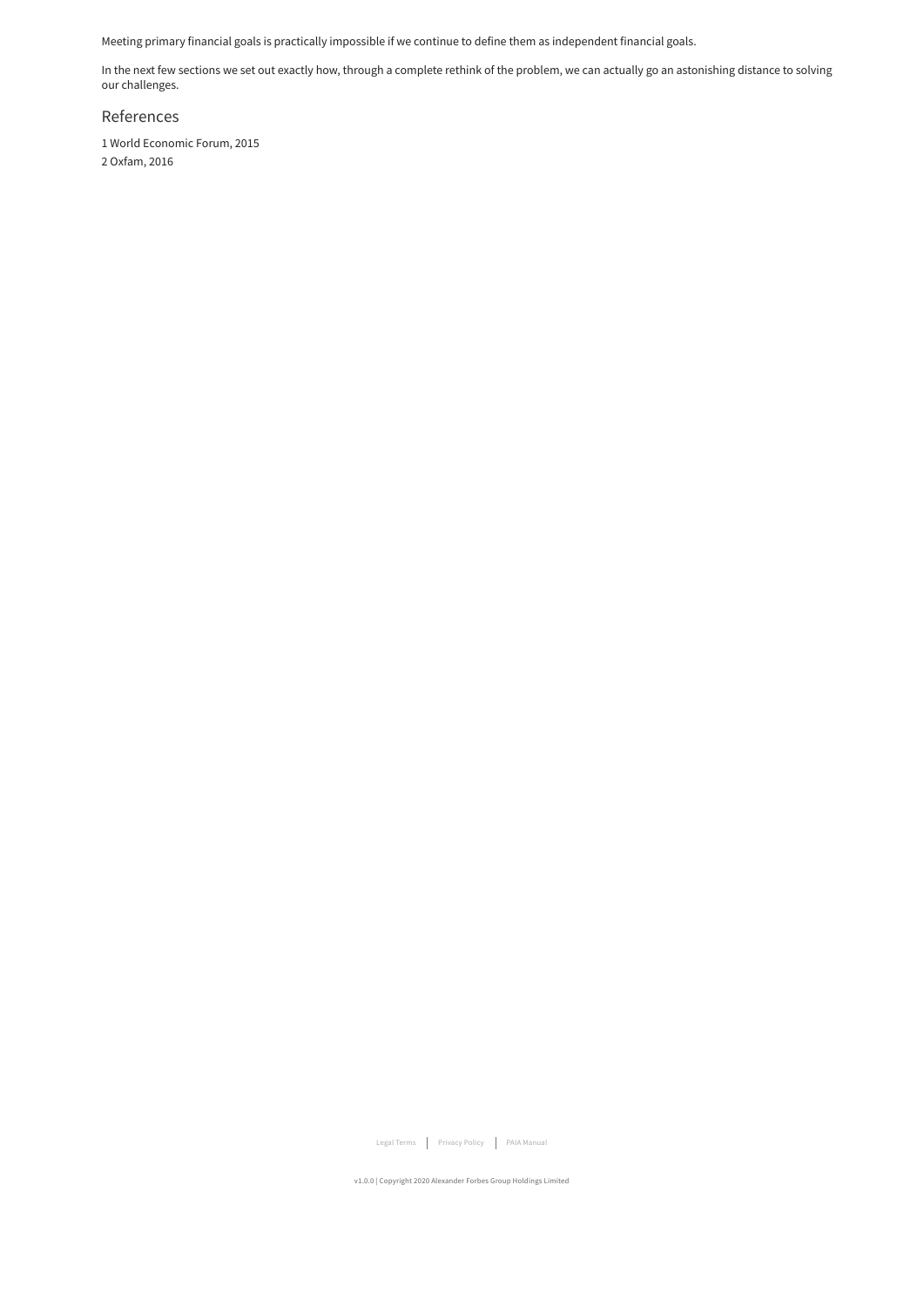Meeting primary financial goals is practically impossible if we continue to define them as independent financial goals.

In the next few sections we set out exactly how, through a complete rethink of the problem, we can actually go an astonishing distance to solving our challenges.

## References

1 World Economic Forum, 2015

2 Oxfam, 2016